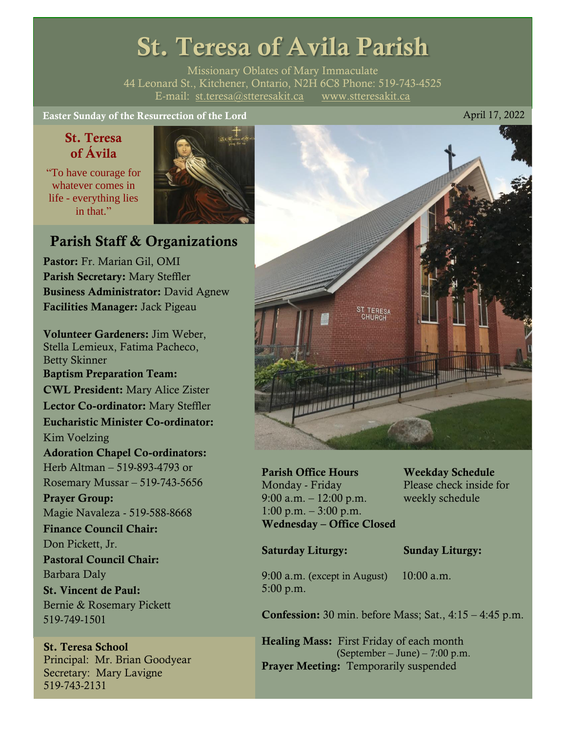# St. Teresa of Avila Parish

Missionary Oblates of Mary Immaculate
44 Leonard St., Kitchener, Ontario, N2H 6C8 Phone: 519-743-4525
E-mail: st.teresa@stteresakit.ca www.stteresakit.ca

**Easter Sunday of the Resurrection of the Lord** April 17, 2022

## St. Teresa of Ávila

"To have courage for whatever comes in life - everything lies in that."

## Parish Staff & Organizations

**Pastor:** Fr. Marian Gil, OMI
**Parish Secretary:** Mary Steffler
**Business Administrator:** David Agnew
**Facilities Manager:** Jack Pigeau

**Volunteer Gardeners:** Jim Weber, Stella Lemieux, Fatima Pacheco, Betty Skinner
**Baptism Preparation Team:**
**CWL President:** Mary Alice Zister
**Lector Co-ordinator:** Mary Steffler
**Eucharistic Minister Co-ordinator:** Kim Voelzing
**Adoration Chapel Co-ordinators:** Herb Altman – 519-893-4793 or Rosemary Mussar – 519-743-5656
**Prayer Group:** Magie Navaleza - 519-588-8668
**Finance Council Chair:** Don Pickett, Jr.
**Pastoral Council Chair:** Barbara Daly
**St. Vincent de Paul:** Bernie & Rosemary Pickett 519-749-1501

**St. Teresa School**
Principal: Mr. Brian Goodyear
Secretary: Mary Lavigne
519-743-2131

**Parish Office Hours**
Monday - Friday
9:00 a.m. – 12:00 p.m.
1:00 p.m. – 3:00 p.m.
**Wednesday – Office Closed**

**Weekday Schedule**
Please check inside for weekly schedule

**Saturday Liturgy:**
9:00 a.m. (except in August)
5:00 p.m.

**Sunday Liturgy:**
10:00 a.m.

**Confession:** 30 min. before Mass; Sat., 4:15 – 4:45 p.m.

**Healing Mass:** First Friday of each month (September – June) – 7:00 p.m.
**Prayer Meeting:** Temporarily suspended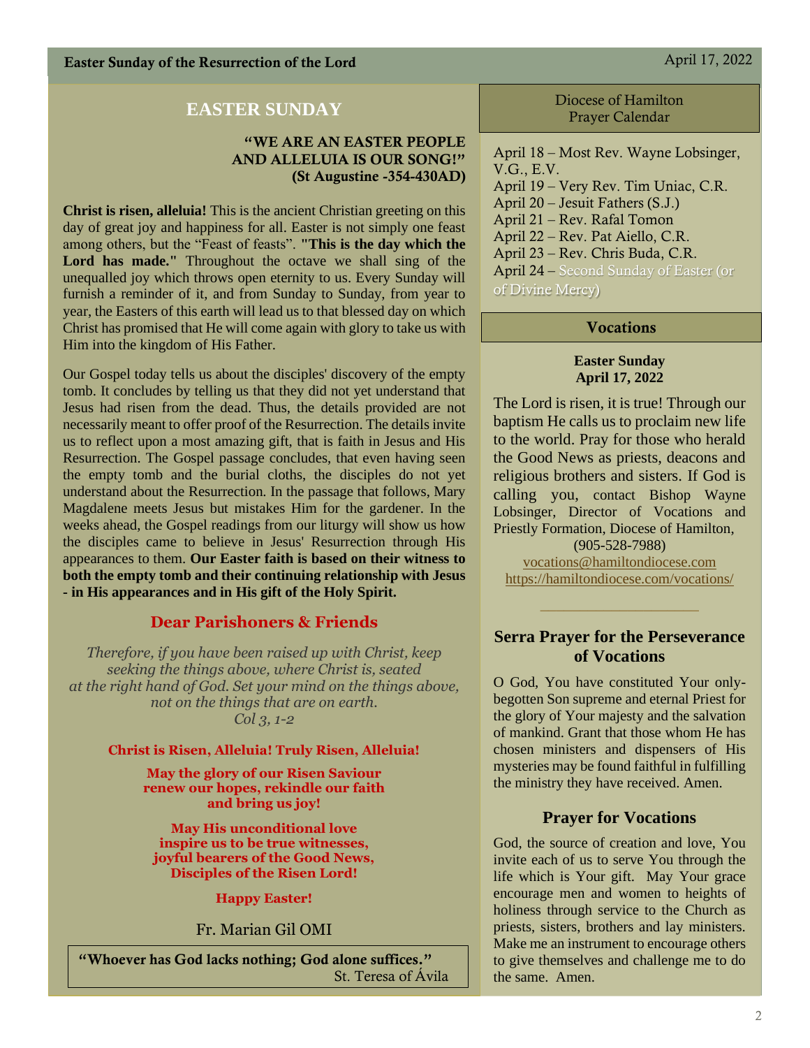# EASTER SUNDAY

**"WE ARE AN EASTER PEOPLE AND ALLELUIA IS OUR SONG!" (St Augustine -354-430AD)**

**Christ is risen, alleluia!** This is the ancient Christian greeting on this day of great joy and happiness for all. Easter is not simply one feast among others, but the "Feast of feasts". **"This is the day which the Lord has made."** Throughout the octave we shall sing of the unequalled joy which throws open eternity to us. Every Sunday will furnish a reminder of it, and from Sunday to Sunday, from year to year, the Easters of this earth will lead us to that blessed day on which Christ has promised that He will come again with glory to take us with Him into the kingdom of His Father.

Our Gospel today tells us about the disciples' discovery of the empty tomb. It concludes by telling us that they did not yet understand that Jesus had risen from the dead. Thus, the details provided are not necessarily meant to offer proof of the Resurrection. The details invite us to reflect upon a most amazing gift, that is faith in Jesus and His Resurrection. The Gospel passage concludes, that even having seen the empty tomb and the burial cloths, the disciples do not yet understand about the Resurrection. In the passage that follows, Mary Magdalene meets Jesus but mistakes Him for the gardener. In the weeks ahead, the Gospel readings from our liturgy will show us how the disciples came to believe in Jesus' Resurrection through His appearances to them. **Our Easter faith is based on their witness to both the empty tomb and their continuing relationship with Jesus - in His appearances and in His gift of the Holy Spirit.**

## Dear Parishoners & Friends

*Therefore, if you have been raised up with Christ, keep seeking the things above, where Christ is, seated at the right hand of God. Set your mind on the things above, not on the things that are on earth.*
*Col 3, 1-2*

**Christ is Risen, Alleluia! Truly Risen, Alleluia!**

**May the glory of our Risen Saviour renew our hopes, rekindle our faith and bring us joy!**

**May His unconditional love inspire us to be true witnesses, joyful bearers of the Good News, Disciples of the Risen Lord!**

**Happy Easter!**

Fr. Marian Gil OMI

**"Whoever has God lacks nothing; God alone suffices."**
St. Teresa of Ávila

## Diocese of Hamilton Prayer Calendar

April 18 – Most Rev. Wayne Lobsinger, V.G., E.V.
April 19 – Very Rev. Tim Uniac, C.R.
April 20 – Jesuit Fathers (S.J.)
April 21 – Rev. Rafal Tomon
April 22 – Rev. Pat Aiello, C.R.
April 23 – Rev. Chris Buda, C.R.
April 24 – Second Sunday of Easter (or of Divine Mercy)

## Vocations

**Easter Sunday**
**April 17, 2022**

The Lord is risen, it is true! Through our baptism He calls us to proclaim new life to the world. Pray for those who herald the Good News as priests, deacons and religious brothers and sisters. If God is calling you, contact Bishop Wayne Lobsinger, Director of Vocations and Priestly Formation, Diocese of Hamilton, (905-528-7988)
vocations@hamiltondiocese.com
https://hamiltondiocese.com/vocations/

## Serra Prayer for the Perseverance of Vocations

O God, You have constituted Your only-begotten Son supreme and eternal Priest for the glory of Your majesty and the salvation of mankind. Grant that those whom He has chosen ministers and dispensers of His mysteries may be found faithful in fulfilling the ministry they have received. Amen.

## Prayer for Vocations

God, the source of creation and love, You invite each of us to serve You through the life which is Your gift. May Your grace encourage men and women to heights of holiness through service to the Church as priests, sisters, brothers and lay ministers. Make me an instrument to encourage others to give themselves and challenge me to do the same. Amen.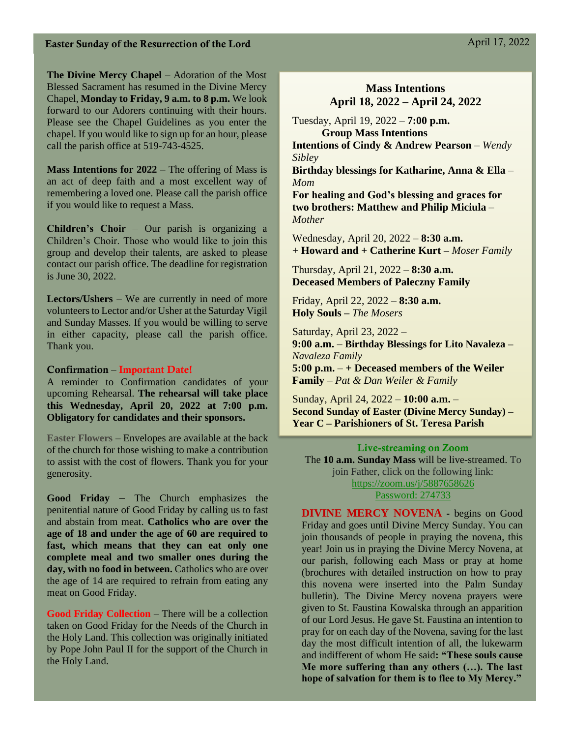**The Divine Mercy Chapel** – Adoration of the Most Blessed Sacrament has resumed in the Divine Mercy Chapel, **Monday to Friday, 9 a.m. to 8 p.m.** We look forward to our Adorers continuing with their hours. Please see the Chapel Guidelines as you enter the chapel. If you would like to sign up for an hour, please call the parish office at 519-743-4525.

**Mass Intentions for 2022** – The offering of Mass is an act of deep faith and a most excellent way of remembering a loved one. Please call the parish office if you would like to request a Mass.

**Children's Choir** – Our parish is organizing a Children's Choir. Those who would like to join this group and develop their talents, are asked to please contact our parish office. The deadline for registration is June 30, 2022.

**Lectors/Ushers** – We are currently in need of more volunteers to Lector and/or Usher at the Saturday Vigil and Sunday Masses. If you would be willing to serve in either capacity, please call the parish office. Thank you.

**Confirmation** – **Important Date!**
A reminder to Confirmation candidates of your upcoming Rehearsal. **The rehearsal will take place this Wednesday, April 20, 2022 at 7:00 p.m. Obligatory for candidates and their sponsors.**

**Easter Flowers** – Envelopes are available at the back of the church for those wishing to make a contribution to assist with the cost of flowers. Thank you for your generosity.

**Good Friday** – The Church emphasizes the penitential nature of Good Friday by calling us to fast and abstain from meat. **Catholics who are over the age of 18 and under the age of 60 are required to fast, which means that they can eat only one complete meal and two smaller ones during the day, with no food in between.** Catholics who are over the age of 14 are required to refrain from eating any meat on Good Friday.

**Good Friday Collection** – There will be a collection taken on Good Friday for the Needs of the Church in the Holy Land. This collection was originally initiated by Pope John Paul II for the support of the Church in the Holy Land.

## Mass Intentions
## April 18, 2022 – April 24, 2022

Tuesday, April 19, 2022 – **7:00 p.m.**
**Group Mass Intentions**
**Intentions of Cindy & Andrew Pearson** – *Wendy Sibley*
**Birthday blessings for Katharine, Anna & Ella** – *Mom*
**For healing and God's blessing and graces for two brothers: Matthew and Philip Miciula** – *Mother*

Wednesday, April 20, 2022 – **8:30 a.m.**
**+ Howard and + Catherine Kurt** – *Moser Family*

Thursday, April 21, 2022 – **8:30 a.m.**
**Deceased Members of Paleczny Family**

Friday, April 22, 2022 – **8:30 a.m.**
**Holy Souls** – *The Mosers*

Saturday, April 23, 2022 –
**9:00 a.m.** – **Birthday Blessings for Lito Navaleza** – *Navaleza Family*
**5:00 p.m.** – **+ Deceased members of the Weiler Family** – *Pat & Dan Weiler & Family*

Sunday, April 24, 2022 – **10:00 a.m.** –
**Second Sunday of Easter (Divine Mercy Sunday) – Year C – Parishioners of St. Teresa Parish**

**Live-streaming on Zoom**
The **10 a.m. Sunday Mass** will be live-streamed. To join Father, click on the following link:
https://zoom.us/j/5887658626
Password: 274733

**DIVINE MERCY NOVENA** - begins on Good Friday and goes until Divine Mercy Sunday. You can join thousands of people in praying the novena, this year! Join us in praying the Divine Mercy Novena, at our parish, following each Mass or pray at home (brochures with detailed instruction on how to pray this novena were inserted into the Palm Sunday bulletin). The Divine Mercy novena prayers were given to St. Faustina Kowalska through an apparition of our Lord Jesus. He gave St. Faustina an intention to pray for on each day of the Novena, saving for the last day the most difficult intention of all, the lukewarm and indifferent of whom He said**: "These souls cause Me more suffering than any others (…). The last hope of salvation for them is to flee to My Mercy."**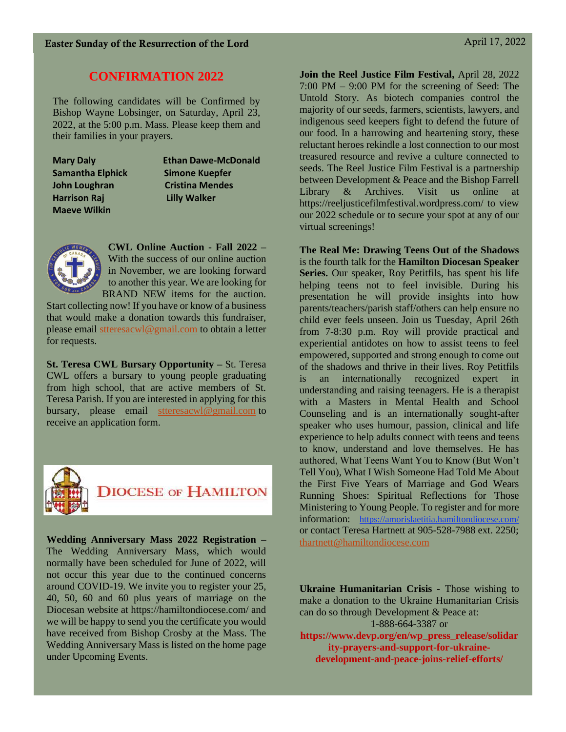## CONFIRMATION 2022

The following candidates will be Confirmed by Bishop Wayne Lobsinger, on Saturday, April 23, 2022, at the 5:00 p.m. Mass. Please keep them and their families in your prayers.

| | |
|---|---|
| **Mary Daly** | **Ethan Dawe-McDonald** |
| **Samantha Elphick** | **Simone Kuepfer** |
| **John Loughran** | **Cristina Mendes** |
| **Harrison Raj** | **Lilly Walker** |
| **Maeve Wilkin** | |

**CWL Online Auction - Fall 2022 –** With the success of our online auction in November, we are looking forward to another this year. We are looking for BRAND NEW items for the auction. Start collecting now! If you have or know of a business that would make a donation towards this fundraiser, please email stteresacwl@gmail.com to obtain a letter for requests.

**St. Teresa CWL Bursary Opportunity –** St. Teresa CWL offers a bursary to young people graduating from high school, that are active members of St. Teresa Parish. If you are interested in applying for this bursary, please email stteresacwl@gmail.com to receive an application form.

**DIOCESE OF HAMILTON**

**Wedding Anniversary Mass 2022 Registration –** The Wedding Anniversary Mass, which would normally have been scheduled for June of 2022, will not occur this year due to the continued concerns around COVID-19. We invite you to register your 25, 40, 50, 60 and 60 plus years of marriage on the Diocesan website at https://hamiltondiocese.com/ and we will be happy to send you the certificate you would have received from Bishop Crosby at the Mass. The Wedding Anniversary Mass is listed on the home page under Upcoming Events.

**Join the Reel Justice Film Festival,** April 28, 2022 7:00 PM – 9:00 PM for the screening of Seed: The Untold Story. As biotech companies control the majority of our seeds, farmers, scientists, lawyers, and indigenous seed keepers fight to defend the future of our food. In a harrowing and heartening story, these reluctant heroes rekindle a lost connection to our most treasured resource and revive a culture connected to seeds. The Reel Justice Film Festival is a partnership between Development & Peace and the Bishop Farrell Library & Archives. Visit us online at https://reeljusticefilmfestival.wordpress.com/ to view our 2022 schedule or to secure your spot at any of our virtual screenings!

**The Real Me: Drawing Teens Out of the Shadows** is the fourth talk for the **Hamilton Diocesan Speaker Series.** Our speaker, Roy Petitfils, has spent his life helping teens not to feel invisible. During his presentation he will provide insights into how parents/teachers/parish staff/others can help ensure no child ever feels unseen. Join us Tuesday, April 26th from 7-8:30 p.m. Roy will provide practical and experiential antidotes on how to assist teens to feel empowered, supported and strong enough to come out of the shadows and thrive in their lives. Roy Petitfils is an internationally recognized expert in understanding and raising teenagers. He is a therapist with a Masters in Mental Health and School Counseling and is an internationally sought-after speaker who uses humour, passion, clinical and life experience to help adults connect with teens and teens to know, understand and love themselves. He has authored, What Teens Want You to Know (But Won't Tell You), What I Wish Someone Had Told Me About the First Five Years of Marriage and God Wears Running Shoes: Spiritual Reflections for Those Ministering to Young People. To register and for more information: https://amorislaetitia.hamiltondiocese.com/ or contact Teresa Hartnett at 905-528-7988 ext. 2250; thartnett@hamiltondiocese.com

**Ukraine Humanitarian Crisis** - Those wishing to make a donation to the Ukraine Humanitarian Crisis can do so through Development & Peace at:

1-888-664-3387 or

**https://www.devp.org/en/wp_press_release/solidarity-prayers-and-support-for-ukraine-development-and-peace-joins-relief-efforts/**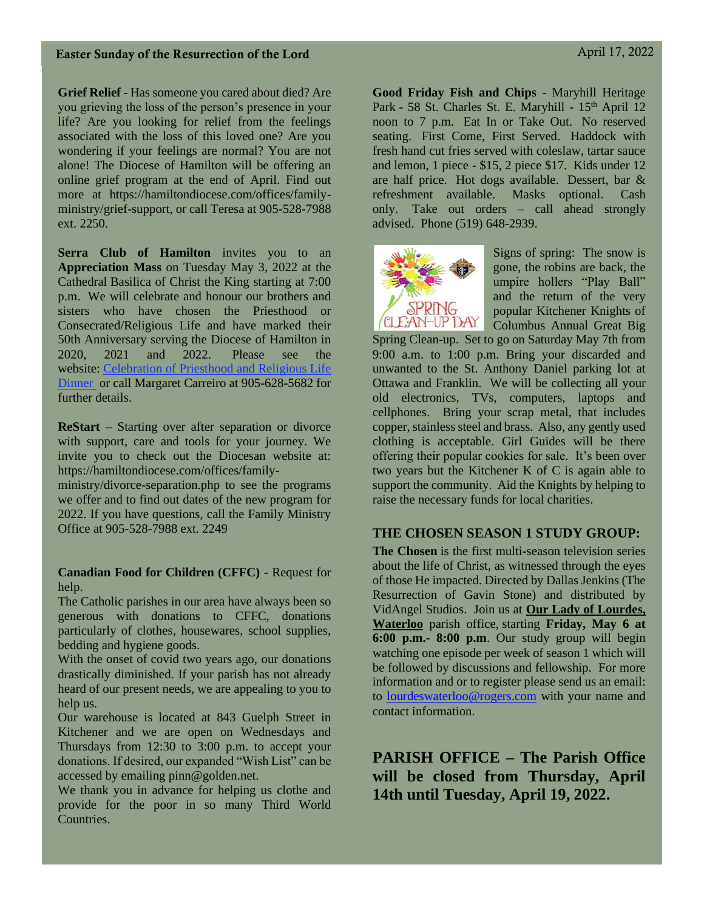**Grief Relief** - Has someone you cared about died? Are you grieving the loss of the person's presence in your life? Are you looking for relief from the feelings associated with the loss of this loved one? Are you wondering if your feelings are normal? You are not alone! The Diocese of Hamilton will be offering an online grief program at the end of April. Find out more at https://hamiltondiocese.com/offices/family-ministry/grief-support, or call Teresa at 905-528-7988 ext. 2250.

**Serra Club of Hamilton** invites you to an **Appreciation Mass** on Tuesday May 3, 2022 at the Cathedral Basilica of Christ the King starting at 7:00 p.m. We will celebrate and honour our brothers and sisters who have chosen the Priesthood or Consecrated/Religious Life and have marked their 50th Anniversary serving the Diocese of Hamilton in 2020, 2021 and 2022. Please see the website: Celebration of Priesthood and Religious Life Dinner or call Margaret Carreiro at 905-628-5682 for further details.

**ReStart** – Starting over after separation or divorce with support, care and tools for your journey. We invite you to check out the Diocesan website at: https://hamiltondiocese.com/offices/family-ministry/divorce-separation.php to see the programs we offer and to find out dates of the new program for 2022. If you have questions, call the Family Ministry Office at 905-528-7988 ext. 2249

**Canadian Food for Children (CFFC)** - Request for help.

The Catholic parishes in our area have always been so generous with donations to CFFC, donations particularly of clothes, housewares, school supplies, bedding and hygiene goods.

With the onset of covid two years ago, our donations drastically diminished. If your parish has not already heard of our present needs, we are appealing to you to help us.

Our warehouse is located at 843 Guelph Street in Kitchener and we are open on Wednesdays and Thursdays from 12:30 to 3:00 p.m. to accept your donations. If desired, our expanded "Wish List" can be accessed by emailing pinn@golden.net.

We thank you in advance for helping us clothe and provide for the poor in so many Third World Countries.

**Good Friday Fish and Chips** - Maryhill Heritage Park - 58 St. Charles St. E. Maryhill - 15th April 12 noon to 7 p.m. Eat In or Take Out. No reserved seating. First Come, First Served. Haddock with fresh hand cut fries served with coleslaw, tartar sauce and lemon, 1 piece - $15, 2 piece $17. Kids under 12 are half price. Hot dogs available. Dessert, bar & refreshment available. Masks optional. Cash only. Take out orders – call ahead strongly advised. Phone (519) 648-2939.

SPRING CLEAN-UP DAY

Signs of spring: The snow is gone, the robins are back, the umpire hollers "Play Ball" and the return of the very popular Kitchener Knights of Columbus Annual Great Big Spring Clean-up. Set to go on Saturday May 7th from 9:00 a.m. to 1:00 p.m. Bring your discarded and unwanted to the St. Anthony Daniel parking lot at Ottawa and Franklin. We will be collecting all your old electronics, TVs, computers, laptops and cellphones. Bring your scrap metal, that includes copper, stainless steel and brass. Also, any gently used clothing is acceptable. Girl Guides will be there offering their popular cookies for sale. It's been over two years but the Kitchener K of C is again able to support the community. Aid the Knights by helping to raise the necessary funds for local charities.

### THE CHOSEN SEASON 1 STUDY GROUP:

**The Chosen** is the first multi-season television series about the life of Christ, as witnessed through the eyes of those He impacted. Directed by Dallas Jenkins (The Resurrection of Gavin Stone) and distributed by VidAngel Studios. Join us at **Our Lady of Lourdes, Waterloo** parish office, starting **Friday, May 6 at 6:00 p.m.- 8:00 p.m**. Our study group will begin watching one episode per week of season 1 which will be followed by discussions and fellowship. For more information and or to register please send us an email: to lourdeswaterloo@rogers.com with your name and contact information.

## PARISH OFFICE – The Parish Office will be closed from Thursday, April 14th until Tuesday, April 19, 2022.